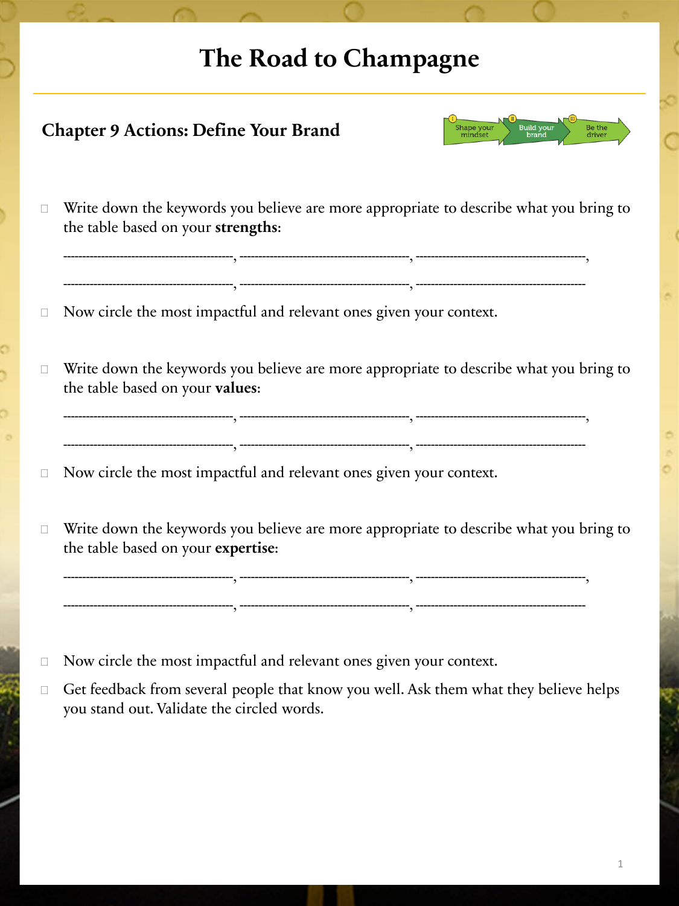# The Road to Champagne

## Chapter 9 Actions: Define Your Brand

Shape your mindset | Build your brand | Be the driver

- [ ] Write down the keywords you believe are more appropriate to describe what you bring to the table based on your **strengths**:

------------------------------------------, ------------------------------------------, ------------------------------------------,

------------------------------------------, ------------------------------------------, ------------------------------------------

- [ ] Now circle the most impactful and relevant ones given your context.

- [ ] Write down the keywords you believe are more appropriate to describe what you bring to the table based on your **values**:

------------------------------------------, ------------------------------------------, ------------------------------------------,

------------------------------------------, ------------------------------------------, ------------------------------------------

- [ ] Now circle the most impactful and relevant ones given your context.

- [ ] Write down the keywords you believe are more appropriate to describe what you bring to the table based on your **expertise**:

------------------------------------------, ------------------------------------------, ------------------------------------------,

------------------------------------------, ------------------------------------------, ------------------------------------------

- [ ] Now circle the most impactful and relevant ones given your context.
- [ ] Get feedback from several people that know you well. Ask them what they believe helps you stand out. Validate the circled words.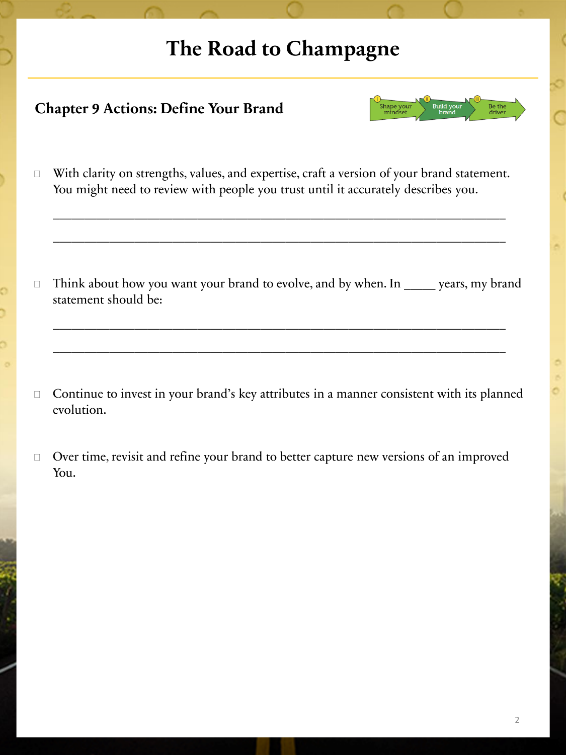# The Road to Champagne

## Chapter 9 Actions: Define Your Brand

Shape your mindset | Build your brand | Be the driver

- [ ] With clarity on strengths, values, and expertise, craft a version of your brand statement. You might need to review with people you trust until it accurately describes you.

  ______________________________________________________________________

  ______________________________________________________________________

- [ ] Think about how you want your brand to evolve, and by when. In _____ years, my brand statement should be:

  ______________________________________________________________________

  ______________________________________________________________________

- [ ] Continue to invest in your brand's key attributes in a manner consistent with its planned evolution.

- [ ] Over time, revisit and refine your brand to better capture new versions of an improved You.